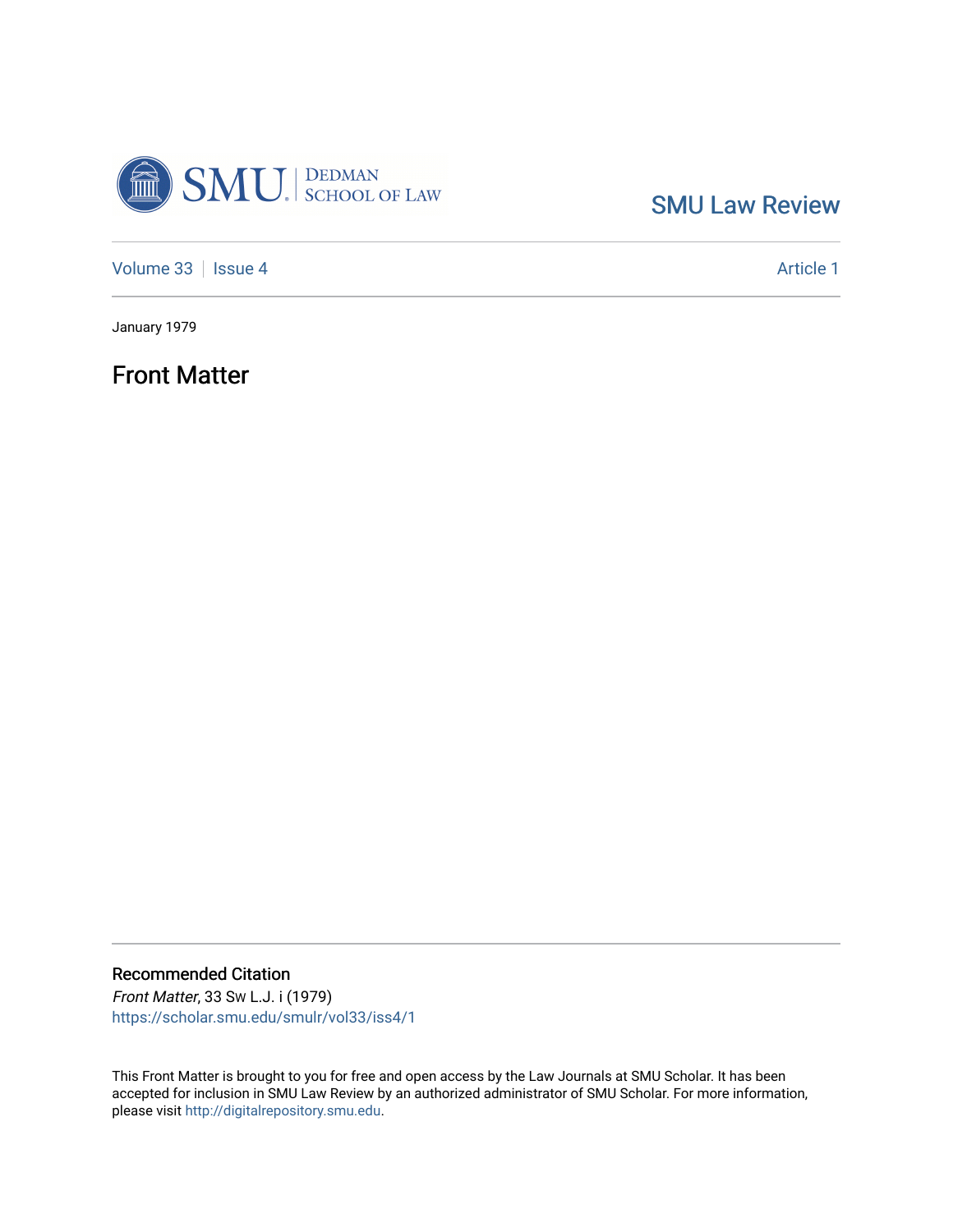SMU Law Review

Volume 33 | Issue 4 | Article 1

January 1979

# Front Matter

## Recommended Citation

*Front Matter*, 33 Sw L.J. i (1979)
https://scholar.smu.edu/smulr/vol33/iss4/1

This Front Matter is brought to you for free and open access by the Law Journals at SMU Scholar. It has been accepted for inclusion in SMU Law Review by an authorized administrator of SMU Scholar. For more information, please visit http://digitalrepository.smu.edu.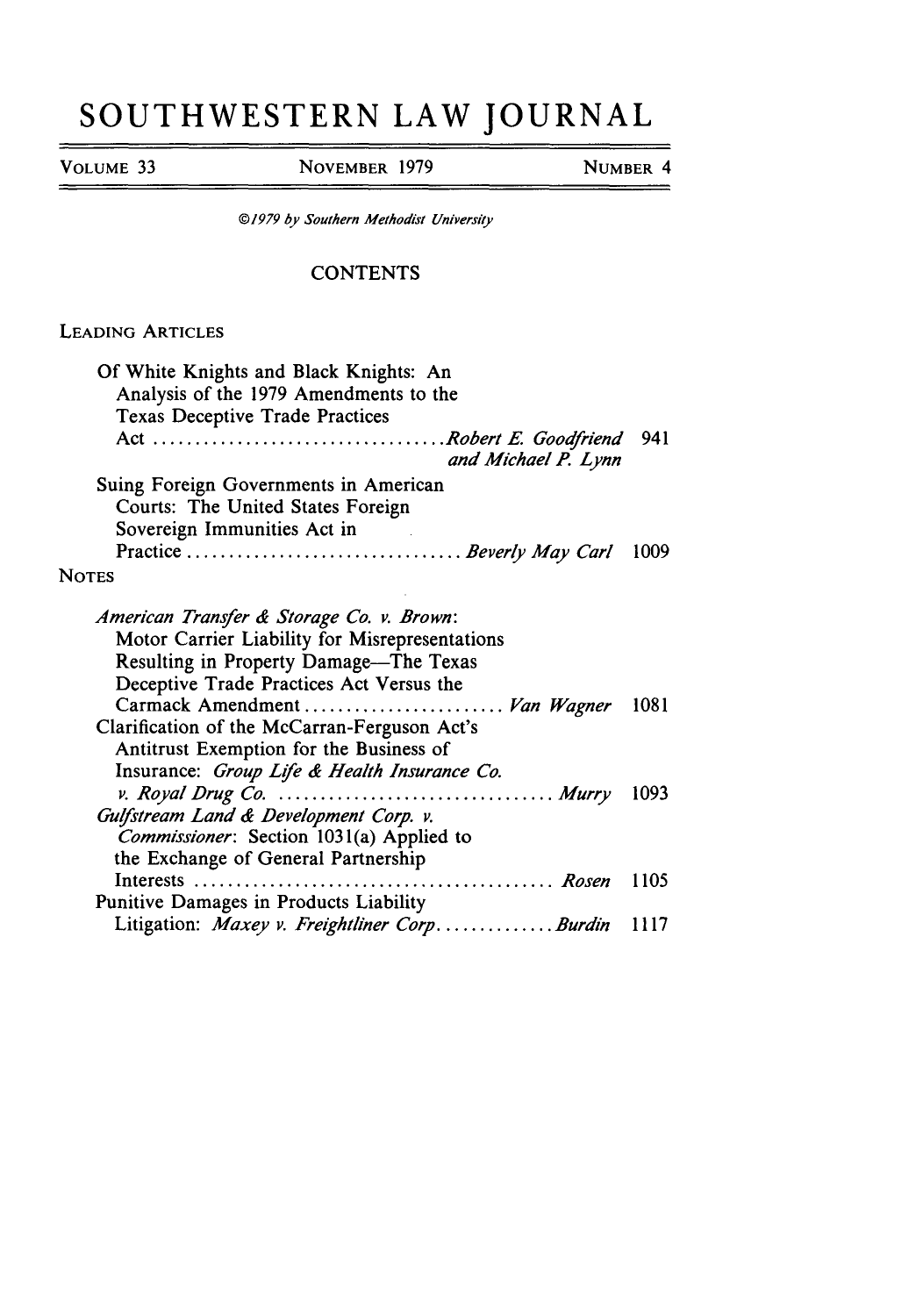# SOUTHWESTERN LAW JOURNAL

VOLUME 33 | NOVEMBER 1979 | NUMBER 4

*©1979 by Southern Methodist University*

## CONTENTS

### LEADING ARTICLES

Of White Knights and Black Knights: An Analysis of the 1979 Amendments to the Texas Deceptive Trade Practices Act .................................. *Robert E. Goodfriend and Michael P. Lynn* 941

Suing Foreign Governments in American Courts: The United States Foreign Sovereign Immunities Act in Practice ................................ *Beverly May Carl* 1009

### NOTES

*American Transfer & Storage Co. v. Brown*: Motor Carrier Liability for Misrepresentations Resulting in Property Damage—The Texas Deceptive Trade Practices Act Versus the Carmack Amendment ........................ *Van Wagner* 1081

Clarification of the McCarran-Ferguson Act's Antitrust Exemption for the Business of Insurance: *Group Life & Health Insurance Co. v. Royal Drug Co.* ................................ *Murry* 1093

*Gulfstream Land & Development Corp. v. Commissioner*: Section 1031(a) Applied to the Exchange of General Partnership Interests .......................................... *Rosen* 1105

Punitive Damages in Products Liability Litigation: *Maxey v. Freightliner Corp.* ............. *Burdin* 1117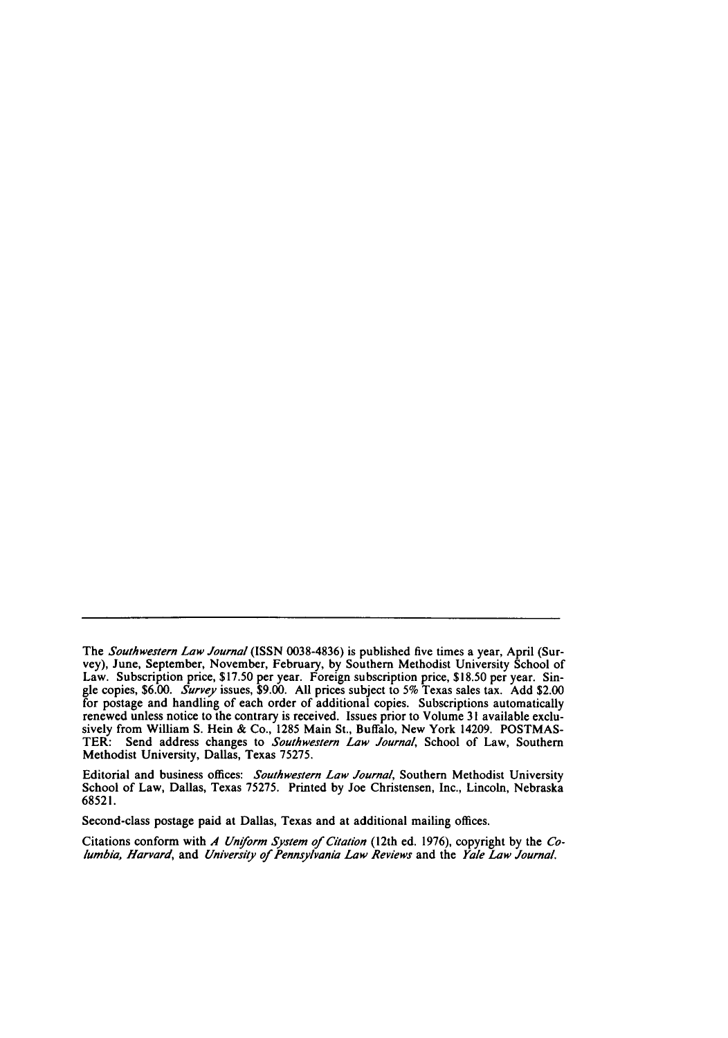The *Southwestern Law Journal* (ISSN 0038-4836) is published five times a year, April (Survey), June, September, November, February, by Southern Methodist University School of Law. Subscription price, $17.50 per year. Foreign subscription price, $18.50 per year. Single copies, $6.00. *Survey* issues, $9.00. All prices subject to 5% Texas sales tax. Add $2.00 for postage and handling of each order of additional copies. Subscriptions automatically renewed unless notice to the contrary is received. Issues prior to Volume 31 available exclusively from William S. Hein & Co., 1285 Main St., Buffalo, New York 14209. POSTMASTER: Send address changes to *Southwestern Law Journal*, School of Law, Southern Methodist University, Dallas, Texas 75275.

Editorial and business offices: *Southwestern Law Journal*, Southern Methodist University School of Law, Dallas, Texas 75275. Printed by Joe Christensen, Inc., Lincoln, Nebraska 68521.

Second-class postage paid at Dallas, Texas and at additional mailing offices.

Citations conform with *A Uniform System of Citation* (12th ed. 1976), copyright by the *Columbia, Harvard*, and *University of Pennsylvania Law Reviews* and the *Yale Law Journal*.